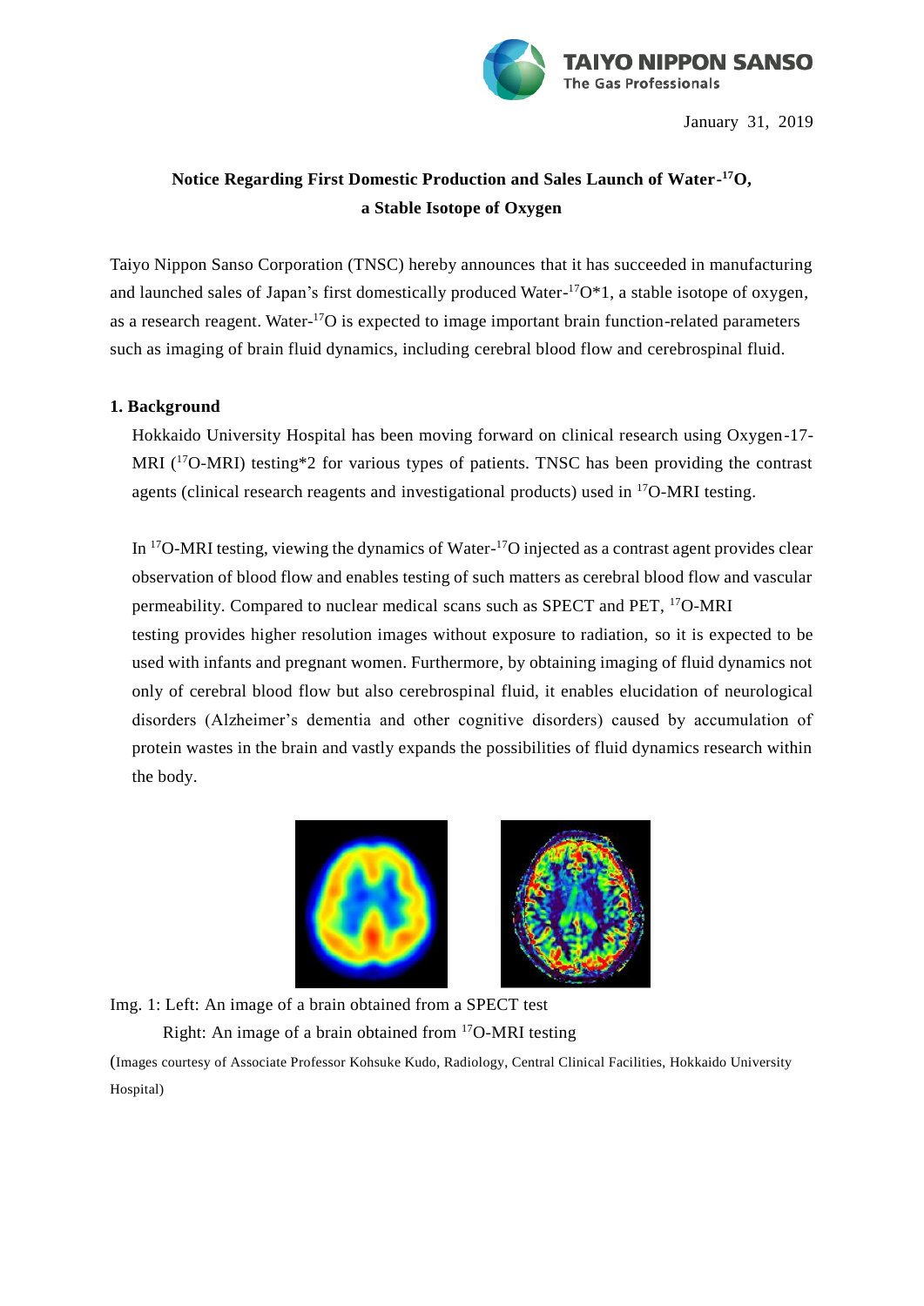January 31, 2019

# Notice Regarding First Domestic Production and Sales Launch of Water-$^{17}$O, a Stable Isotope of Oxygen

Taiyo Nippon Sanso Corporation (TNSC) hereby announces that it has succeeded in manufacturing and launched sales of Japan's first domestically produced Water-$^{17}$O*1, a stable isotope of oxygen, as a research reagent. Water-$^{17}$O is expected to image important brain function-related parameters such as imaging of brain fluid dynamics, including cerebral blood flow and cerebrospinal fluid.

## 1. Background

Hokkaido University Hospital has been moving forward on clinical research using Oxygen-17-MRI ($^{17}$O-MRI) testing*2 for various types of patients. TNSC has been providing the contrast agents (clinical research reagents and investigational products) used in $^{17}$O-MRI testing.

In $^{17}$O-MRI testing, viewing the dynamics of Water-$^{17}$O injected as a contrast agent provides clear observation of blood flow and enables testing of such matters as cerebral blood flow and vascular permeability. Compared to nuclear medical scans such as SPECT and PET, $^{17}$O-MRI testing provides higher resolution images without exposure to radiation, so it is expected to be used with infants and pregnant women. Furthermore, by obtaining imaging of fluid dynamics not only of cerebral blood flow but also cerebrospinal fluid, it enables elucidation of neurological disorders (Alzheimer's dementia and other cognitive disorders) caused by accumulation of protein wastes in the brain and vastly expands the possibilities of fluid dynamics research within the body.

Img. 1: Left: An image of a brain obtained from a SPECT test
Right: An image of a brain obtained from $^{17}$O-MRI testing

(Images courtesy of Associate Professor Kohsuke Kudo, Radiology, Central Clinical Facilities, Hokkaido University Hospital)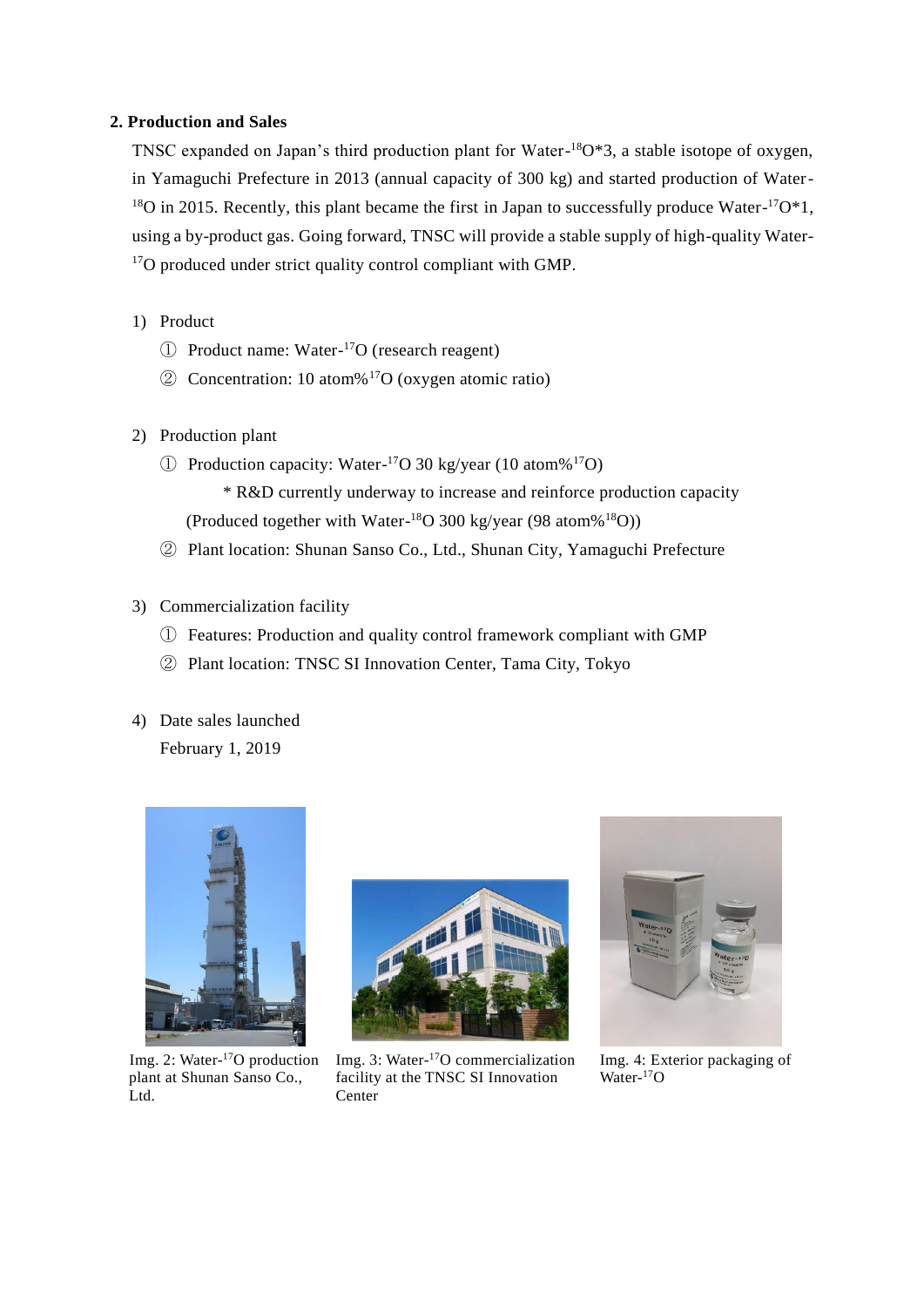## 2. Production and Sales

TNSC expanded on Japan's third production plant for Water-$^{18}$O*3, a stable isotope of oxygen, in Yamaguchi Prefecture in 2013 (annual capacity of 300 kg) and started production of Water-$^{18}$O in 2015. Recently, this plant became the first in Japan to successfully produce Water-$^{17}$O*1, using a by-product gas. Going forward, TNSC will provide a stable supply of high-quality Water-$^{17}$O produced under strict quality control compliant with GMP.

1) Product
   ① Product name: Water-$^{17}$O (research reagent)
   ② Concentration: 10 atom%$^{17}$O (oxygen atomic ratio)

2) Production plant
   ① Production capacity: Water-$^{17}$O 30 kg/year (10 atom%$^{17}$O)
      * R&D currently underway to increase and reinforce production capacity
      (Produced together with Water-$^{18}$O 300 kg/year (98 atom%$^{18}$O))
   ② Plant location: Shunan Sanso Co., Ltd., Shunan City, Yamaguchi Prefecture

3) Commercialization facility
   ① Features: Production and quality control framework compliant with GMP
   ② Plant location: TNSC SI Innovation Center, Tama City, Tokyo

4) Date sales launched
   February 1, 2019

Img. 2: Water-$^{17}$O production plant at Shunan Sanso Co., Ltd.

Img. 3: Water-$^{17}$O commercialization facility at the TNSC SI Innovation Center

Img. 4: Exterior packaging of Water-$^{17}$O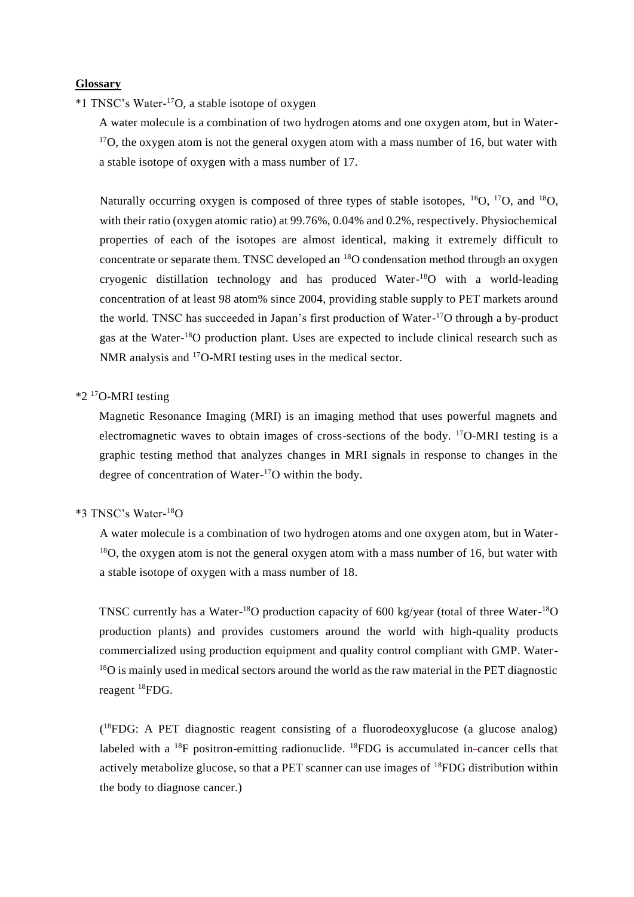## Glossary

*1 TNSC's Water-$^{17}O$, a stable isotope of oxygen

A water molecule is a combination of two hydrogen atoms and one oxygen atom, but in Water-$^{17}O$, the oxygen atom is not the general oxygen atom with a mass number of 16, but water with a stable isotope of oxygen with a mass number of 17.

Naturally occurring oxygen is composed of three types of stable isotopes, $^{16}O$, $^{17}O$, and $^{18}O$, with their ratio (oxygen atomic ratio) at 99.76%, 0.04% and 0.2%, respectively. Physiochemical properties of each of the isotopes are almost identical, making it extremely difficult to concentrate or separate them. TNSC developed an $^{18}O$ condensation method through an oxygen cryogenic distillation technology and has produced Water-$^{18}O$ with a world-leading concentration of at least 98 atom% since 2004, providing stable supply to PET markets around the world. TNSC has succeeded in Japan's first production of Water-$^{17}O$ through a by-product gas at the Water-$^{18}O$ production plant. Uses are expected to include clinical research such as NMR analysis and $^{17}O$-MRI testing uses in the medical sector.

*2 $^{17}O$-MRI testing

Magnetic Resonance Imaging (MRI) is an imaging method that uses powerful magnets and electromagnetic waves to obtain images of cross-sections of the body. $^{17}O$-MRI testing is a graphic testing method that analyzes changes in MRI signals in response to changes in the degree of concentration of Water-$^{17}O$ within the body.

*3 TNSC's Water-$^{18}O$

A water molecule is a combination of two hydrogen atoms and one oxygen atom, but in Water-$^{18}O$, the oxygen atom is not the general oxygen atom with a mass number of 16, but water with a stable isotope of oxygen with a mass number of 18.

TNSC currently has a Water-$^{18}O$ production capacity of 600 kg/year (total of three Water-$^{18}O$ production plants) and provides customers around the world with high-quality products commercialized using production equipment and quality control compliant with GMP. Water-$^{18}O$ is mainly used in medical sectors around the world as the raw material in the PET diagnostic reagent $^{18}$FDG.

($^{18}$FDG: A PET diagnostic reagent consisting of a fluorodeoxyglucose (a glucose analog) labeled with a $^{18}F$ positron-emitting radionuclide. $^{18}$FDG is accumulated in cancer cells that actively metabolize glucose, so that a PET scanner can use images of $^{18}$FDG distribution within the body to diagnose cancer.)